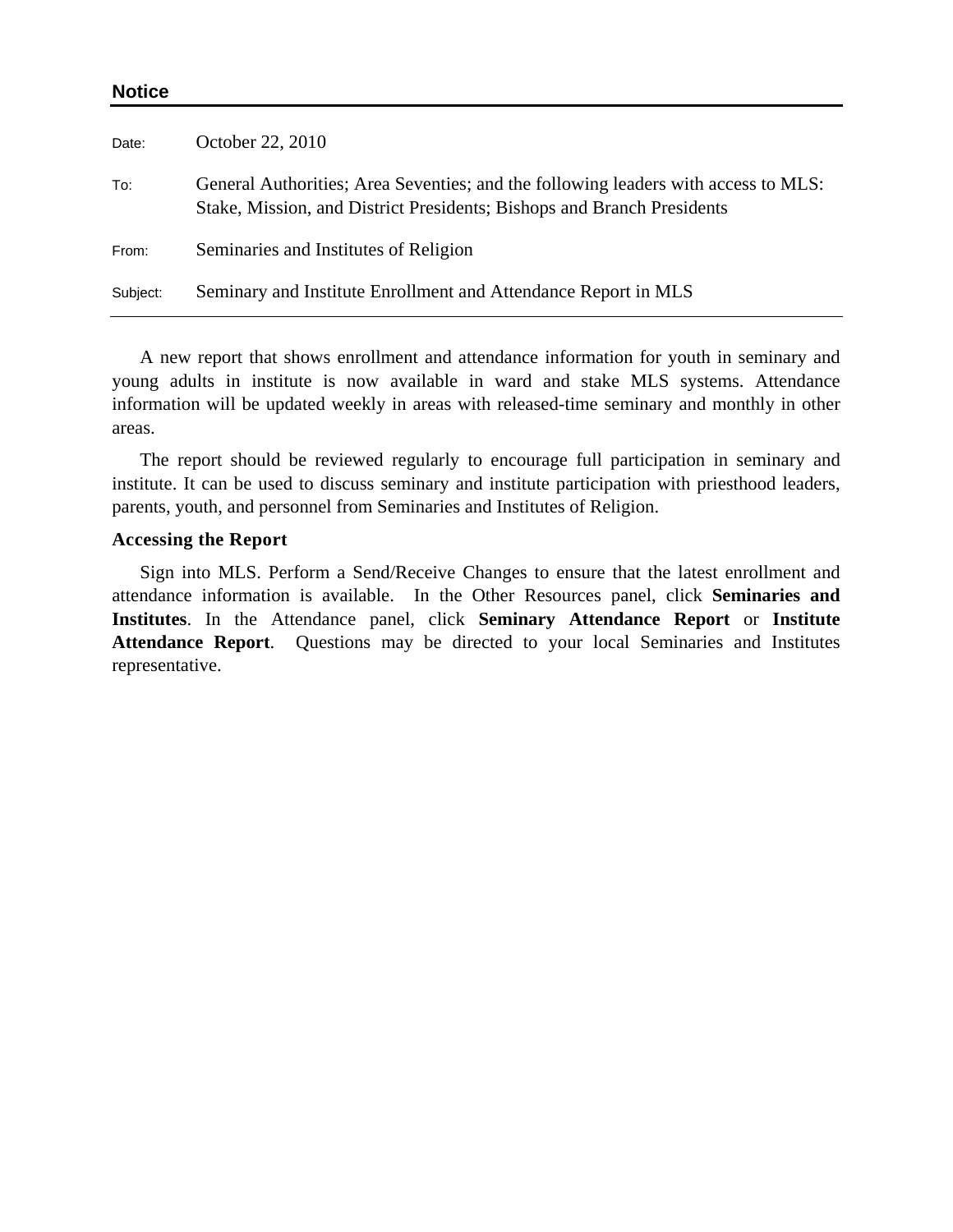## Notice

| | |
|---|---|
| Date: | October 22, 2010 |
| To: | General Authorities; Area Seventies; and the following leaders with access to MLS: Stake, Mission, and District Presidents; Bishops and Branch Presidents |
| From: | Seminaries and Institutes of Religion |
| Subject: | Seminary and Institute Enrollment and Attendance Report in MLS |

A new report that shows enrollment and attendance information for youth in seminary and young adults in institute is now available in ward and stake MLS systems. Attendance information will be updated weekly in areas with released-time seminary and monthly in other areas.

The report should be reviewed regularly to encourage full participation in seminary and institute. It can be used to discuss seminary and institute participation with priesthood leaders, parents, youth, and personnel from Seminaries and Institutes of Religion.

### Accessing the Report

Sign into MLS. Perform a Send/Receive Changes to ensure that the latest enrollment and attendance information is available. In the Other Resources panel, click **Seminaries and Institutes**. In the Attendance panel, click **Seminary Attendance Report** or **Institute Attendance Report**. Questions may be directed to your local Seminaries and Institutes representative.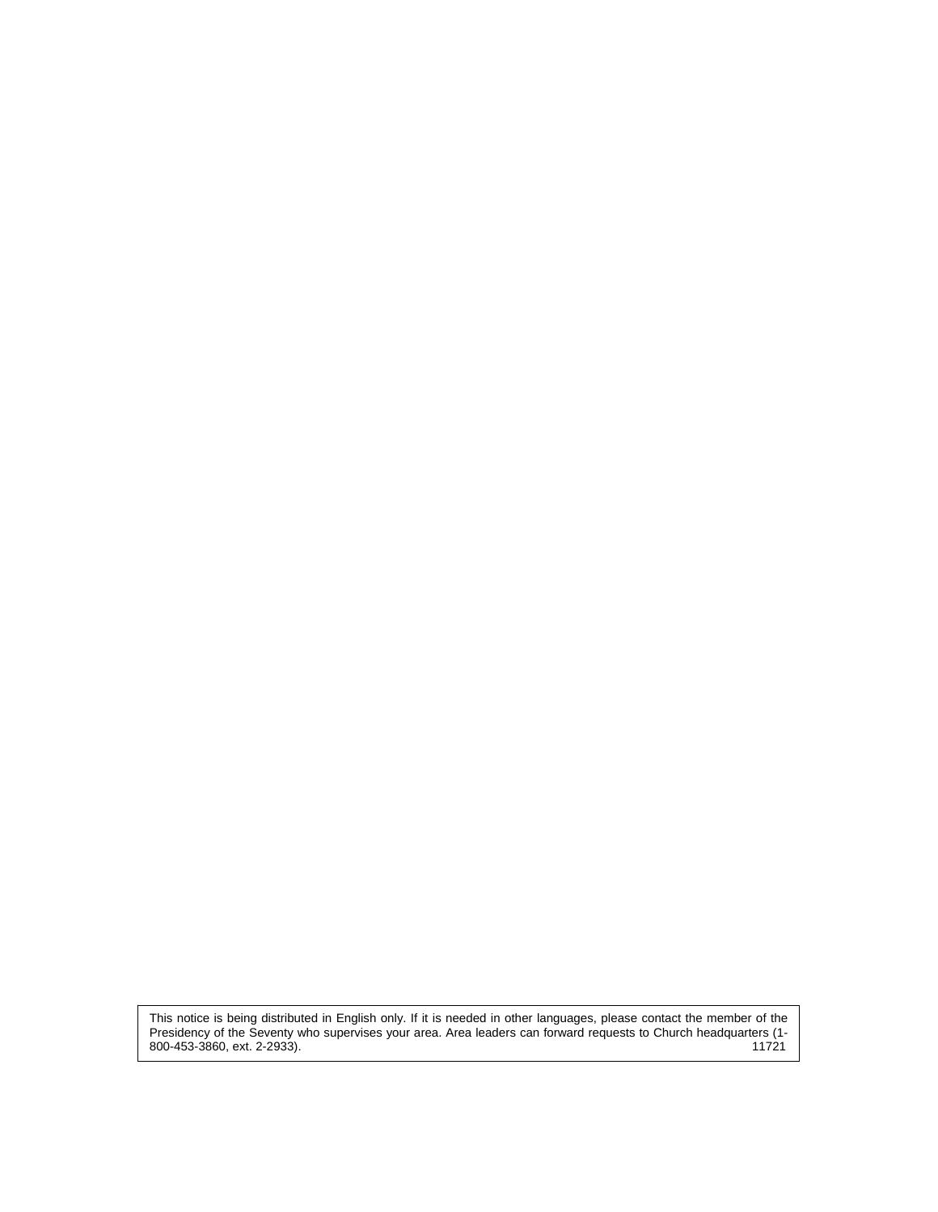This notice is being distributed in English only. If it is needed in other languages, please contact the member of the Presidency of the Seventy who supervises your area. Area leaders can forward requests to Church headquarters (1-800-453-3860, ext. 2-2933). 11721